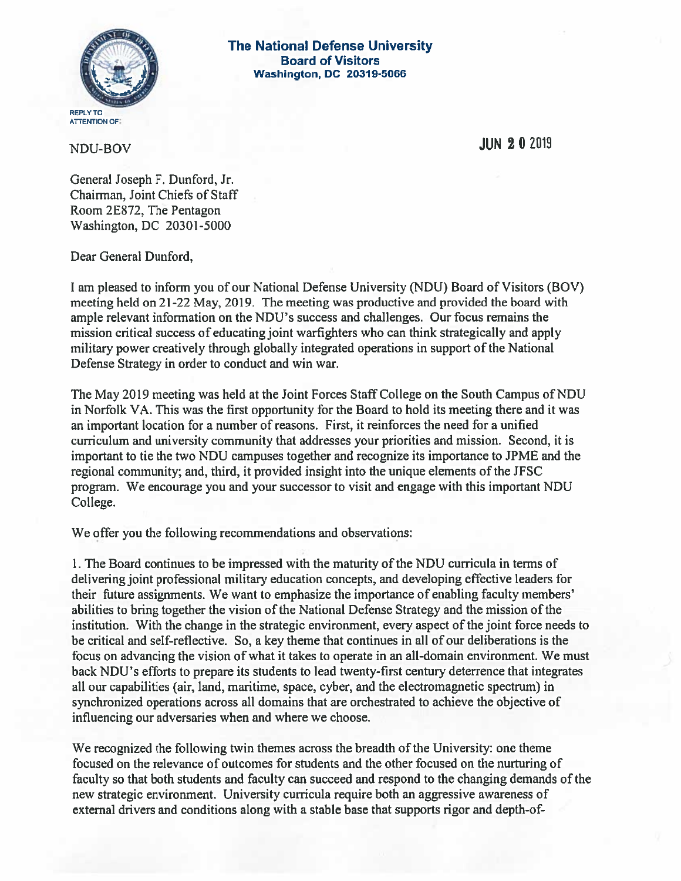**The National Defense University**
**Board of Visitors**
**Washington, DC 20319-5066**

REPLY TO
ATTENTION OF:

NDU-BOV

JUN 2 0 2019

General Joseph F. Dunford, Jr.
Chairman, Joint Chiefs of Staff
Room 2E872, The Pentagon
Washington, DC 20301-5000

Dear General Dunford,

I am pleased to inform you of our National Defense University (NDU) Board of Visitors (BOV) meeting held on 21-22 May, 2019. The meeting was productive and provided the board with ample relevant information on the NDU's success and challenges. Our focus remains the mission critical success of educating joint warfighters who can think strategically and apply military power creatively through globally integrated operations in support of the National Defense Strategy in order to conduct and win war.

The May 2019 meeting was held at the Joint Forces Staff College on the South Campus of NDU in Norfolk VA. This was the first opportunity for the Board to hold its meeting there and it was an important location for a number of reasons. First, it reinforces the need for a unified curriculum and university community that addresses your priorities and mission. Second, it is important to tie the two NDU campuses together and recognize its importance to JPME and the regional community; and, third, it provided insight into the unique elements of the JFSC program. We encourage you and your successor to visit and engage with this important NDU College.

We offer you the following recommendations and observations:

1. The Board continues to be impressed with the maturity of the NDU curricula in terms of delivering joint professional military education concepts, and developing effective leaders for their future assignments. We want to emphasize the importance of enabling faculty members' abilities to bring together the vision of the National Defense Strategy and the mission of the institution. With the change in the strategic environment, every aspect of the joint force needs to be critical and self-reflective. So, a key theme that continues in all of our deliberations is the focus on advancing the vision of what it takes to operate in an all-domain environment. We must back NDU's efforts to prepare its students to lead twenty-first century deterrence that integrates all our capabilities (air, land, maritime, space, cyber, and the electromagnetic spectrum) in synchronized operations across all domains that are orchestrated to achieve the objective of influencing our adversaries when and where we choose.

We recognized the following twin themes across the breadth of the University: one theme focused on the relevance of outcomes for students and the other focused on the nurturing of faculty so that both students and faculty can succeed and respond to the changing demands of the new strategic environment. University curricula require both an aggressive awareness of external drivers and conditions along with a stable base that supports rigor and depth-of-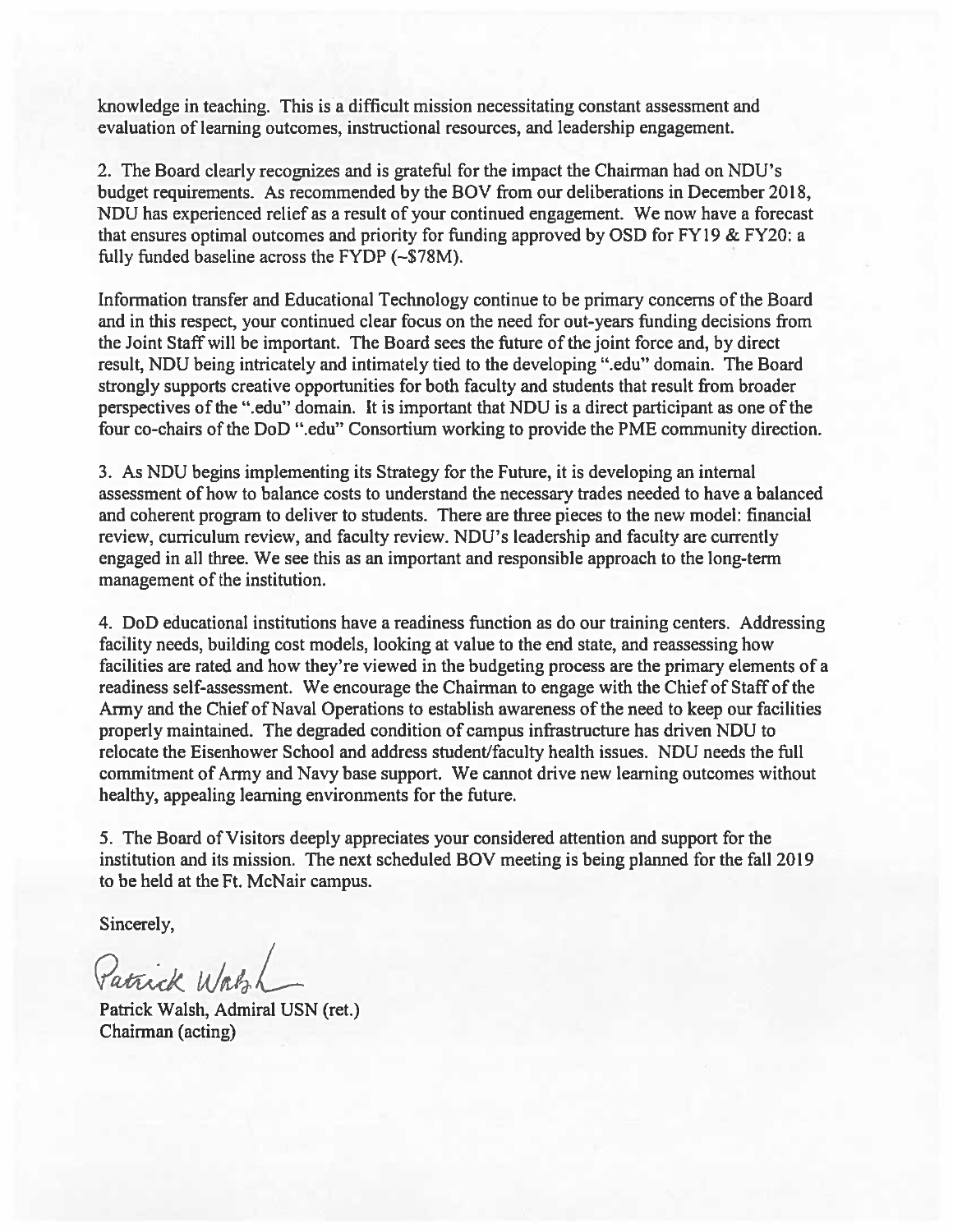knowledge in teaching. This is a difficult mission necessitating constant assessment and evaluation of learning outcomes, instructional resources, and leadership engagement.

2. The Board clearly recognizes and is grateful for the impact the Chairman had on NDU's budget requirements. As recommended by the BOV from our deliberations in December 2018, NDU has experienced relief as a result of your continued engagement. We now have a forecast that ensures optimal outcomes and priority for funding approved by OSD for FY19 & FY20: a fully funded baseline across the FYDP (~$78M).

Information transfer and Educational Technology continue to be primary concerns of the Board and in this respect, your continued clear focus on the need for out-years funding decisions from the Joint Staff will be important. The Board sees the future of the joint force and, by direct result, NDU being intricately and intimately tied to the developing ".edu" domain. The Board strongly supports creative opportunities for both faculty and students that result from broader perspectives of the ".edu" domain. It is important that NDU is a direct participant as one of the four co-chairs of the DoD ".edu" Consortium working to provide the PME community direction.

3. As NDU begins implementing its Strategy for the Future, it is developing an internal assessment of how to balance costs to understand the necessary trades needed to have a balanced and coherent program to deliver to students. There are three pieces to the new model: financial review, curriculum review, and faculty review. NDU's leadership and faculty are currently engaged in all three. We see this as an important and responsible approach to the long-term management of the institution.

4. DoD educational institutions have a readiness function as do our training centers. Addressing facility needs, building cost models, looking at value to the end state, and reassessing how facilities are rated and how they're viewed in the budgeting process are the primary elements of a readiness self-assessment. We encourage the Chairman to engage with the Chief of Staff of the Army and the Chief of Naval Operations to establish awareness of the need to keep our facilities properly maintained. The degraded condition of campus infrastructure has driven NDU to relocate the Eisenhower School and address student/faculty health issues. NDU needs the full commitment of Army and Navy base support. We cannot drive new learning outcomes without healthy, appealing learning environments for the future.

5. The Board of Visitors deeply appreciates your considered attention and support for the institution and its mission. The next scheduled BOV meeting is being planned for the fall 2019 to be held at the Ft. McNair campus.

Sincerely,

Patrick Walsh

Patrick Walsh, Admiral USN (ret.)
Chairman (acting)